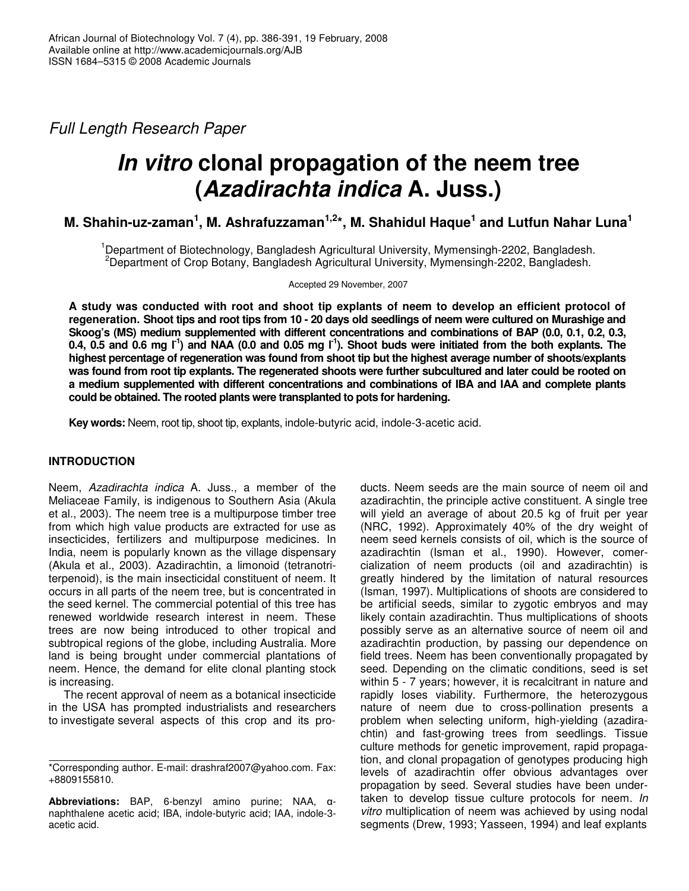Full Length Research Paper

# *In vitro* clonal propagation of the neem tree (*Azadirachta indica* A. Juss.)

**M. Shahin-uz-zaman[1], M. Ashrafuzzaman[1,2]*, M. Shahidul Haque[1] and Lutfun Nahar Luna[1]**

[1]Department of Biotechnology, Bangladesh Agricultural University, Mymensingh-2202, Bangladesh.
[2]Department of Crop Botany, Bangladesh Agricultural University, Mymensingh-2202, Bangladesh.

Accepted 29 November, 2007

**A study was conducted with root and shoot tip explants of neem to develop an efficient protocol of regeneration. Shoot tips and root tips from 10 - 20 days old seedlings of neem were cultured on Murashige and Skoog's (MS) medium supplemented with different concentrations and combinations of BAP (0.0, 0.1, 0.2, 0.3, 0.4, 0.5 and 0.6 mg $l^{-1}$) and NAA (0.0 and 0.05 mg $l^{-1}$). Shoot buds were initiated from the both explants. The highest percentage of regeneration was found from shoot tip but the highest average number of shoots/explants was found from root tip explants. The regenerated shoots were further subcultured and later could be rooted on a medium supplemented with different concentrations and combinations of IBA and IAA and complete plants could be obtained. The rooted plants were transplanted to pots for hardening.**

**Key words:** Neem, root tip, shoot tip, explants, indole-butyric acid, indole-3-acetic acid.

## INTRODUCTION

Neem, *Azadirachta indica* A. Juss., a member of the Meliaceae Family, is indigenous to Southern Asia (Akula et al., 2003). The neem tree is a multipurpose timber tree from which high value products are extracted for use as insecticides, fertilizers and multipurpose medicines. In India, neem is popularly known as the village dispensary (Akula et al., 2003). Azadirachtin, a limonoid (tetranotriterpenoid), is the main insecticidal constituent of neem. It occurs in all parts of the neem tree, but is concentrated in the seed kernel. The commercial potential of this tree has renewed worldwide research interest in neem. These trees are now being introduced to other tropical and subtropical regions of the globe, including Australia. More land is being brought under commercial plantations of neem. Hence, the demand for elite clonal planting stock is increasing.

The recent approval of neem as a botanical insecticide in the USA has prompted industrialists and researchers to investigate several aspects of this crop and its products. Neem seeds are the main source of neem oil and azadirachtin, the principle active constituent. A single tree will yield an average of about 20.5 kg of fruit per year (NRC, 1992). Approximately 40% of the dry weight of neem seed kernels consists of oil, which is the source of azadirachtin (Isman et al., 1990). However, comercialization of neem products (oil and azadirachtin) is greatly hindered by the limitation of natural resources (Isman, 1997). Multiplications of shoots are considered to be artificial seeds, similar to zygotic embryos and may likely contain azadirachtin. Thus multiplications of shoots possibly serve as an alternative source of neem oil and azadirachtin production, by passing our dependence on field trees. Neem has been conventionally propagated by seed. Depending on the climatic conditions, seed is set within 5 - 7 years; however, it is recalcitrant in nature and rapidly loses viability. Furthermore, the heterozygous nature of neem due to cross-pollination presents a problem when selecting uniform, high-yielding (azadirachtin) and fast-growing trees from seedlings. Tissue culture methods for genetic improvement, rapid propagation, and clonal propagation of genotypes producing high levels of azadirachtin offer obvious advantages over propagation by seed. Several studies have been undertaken to develop tissue culture protocols for neem. *In vitro* multiplication of neem was achieved by using nodal segments (Drew, 1993; Yasseen, 1994) and leaf explants

*Corresponding author. E-mail: drashraf2007@yahoo.com. Fax: +8809155810.

**Abbreviations:** BAP, 6-benzyl amino purine; NAA, α-naphthalene acetic acid; IBA, indole-butyric acid; IAA, indole-3-acetic acid.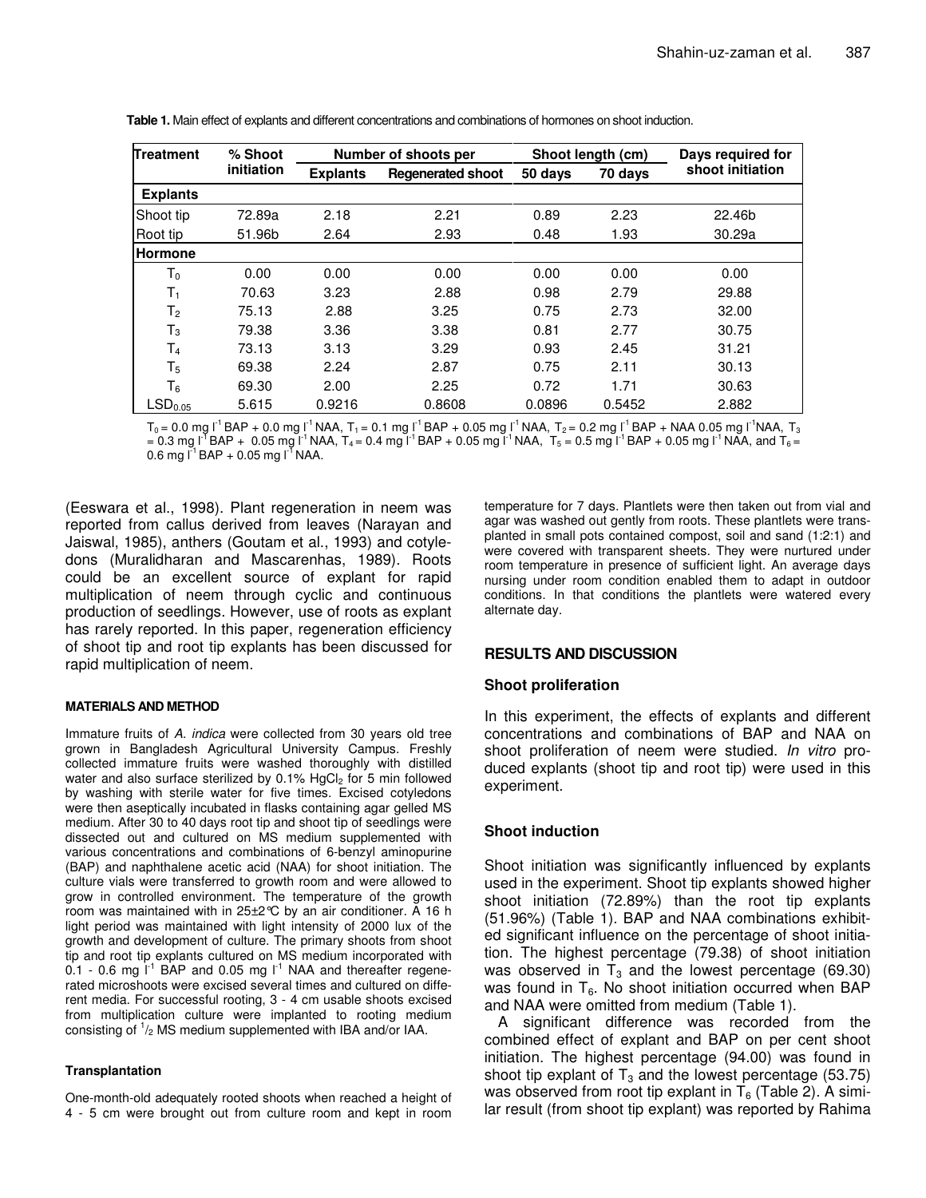**Table 1.** Main effect of explants and different concentrations and combinations of hormones on shoot induction.

| Treatment | % Shoot initiation | Number of shoots per | | Shoot length (cm) | | Days required for shoot initiation |
|---|---|---|---|---|---|---|
| | | Explants | Regenerated shoot | 50 days | 70 days | |
| **Explants** | | | | | | |
| Shoot tip | 72.89a | 2.18 | 2.21 | 0.89 | 2.23 | 22.46b |
| Root tip | 51.96b | 2.64 | 2.93 | 0.48 | 1.93 | 30.29a |
| **Hormone** | | | | | | |
| $T_0$ | 0.00 | 0.00 | 0.00 | 0.00 | 0.00 | 0.00 |
| $T_1$ | 70.63 | 3.23 | 2.88 | 0.98 | 2.79 | 29.88 |
| $T_2$ | 75.13 | 2.88 | 3.25 | 0.75 | 2.73 | 32.00 |
| $T_3$ | 79.38 | 3.36 | 3.38 | 0.81 | 2.77 | 30.75 |
| $T_4$ | 73.13 | 3.13 | 3.29 | 0.93 | 2.45 | 31.21 |
| $T_5$ | 69.38 | 2.24 | 2.87 | 0.75 | 2.11 | 30.13 |
| $T_6$ | 69.30 | 2.00 | 2.25 | 0.72 | 1.71 | 30.63 |
| $LSD_{0.05}$ | 5.615 | 0.9216 | 0.8608 | 0.0896 | 0.5452 | 2.882 |

$T_0$ = 0.0 mg $l^{-1}$ BAP + 0.0 mg $l^{-1}$ NAA, $T_1$ = 0.1 mg $l^{-1}$ BAP + 0.05 mg $l^{-1}$ NAA, $T_2$ = 0.2 mg $l^{-1}$ BAP + NAA 0.05 mg $l^{-1}$NAA, $T_3$ = 0.3 mg $l^{-1}$ BAP + 0.05 mg $l^{-1}$ NAA, $T_4$ = 0.4 mg $l^{-1}$ BAP + 0.05 mg $l^{-1}$ NAA, $T_5$ = 0.5 mg $l^{-1}$ BAP + 0.05 mg $l^{-1}$ NAA, and $T_6$ = 0.6 mg $l^{-1}$ BAP + 0.05 mg $l^{-1}$ NAA.

(Eeswara et al., 1998). Plant regeneration in neem was reported from callus derived from leaves (Narayan and Jaiswal, 1985), anthers (Goutam et al., 1993) and cotyledons (Muralidharan and Mascarenhas, 1989). Roots could be an excellent source of explant for rapid multiplication of neem through cyclic and continuous production of seedlings. However, use of roots as explant has rarely reported. In this paper, regeneration efficiency of shoot tip and root tip explants has been discussed for rapid multiplication of neem.

## MATERIALS AND METHOD

Immature fruits of *A. indica* were collected from 30 years old tree grown in Bangladesh Agricultural University Campus. Freshly collected immature fruits were washed thoroughly with distilled water and also surface sterilized by 0.1% $HgCl_2$ for 5 min followed by washing with sterile water for five times. Excised cotyledons were then aseptically incubated in flasks containing agar gelled MS medium. After 30 to 40 days root tip and shoot tip of seedlings were dissected out and cultured on MS medium supplemented with various concentrations and combinations of 6-benzyl aminopurine (BAP) and naphthalene acetic acid (NAA) for shoot initiation. The culture vials were transferred to growth room and were allowed to grow in controlled environment. The temperature of the growth room was maintained with in 25±2°C by an air conditioner. A 16 h light period was maintained with light intensity of 2000 lux of the growth and development of culture. The primary shoots from shoot tip and root tip explants cultured on MS medium incorporated with 0.1 - 0.6 mg $l^{-1}$ BAP and 0.05 mg $l^{-1}$ NAA and thereafter regenerated microshoots were excised several times and cultured on different media. For successful rooting, 3 - 4 cm usable shoots excised from multiplication culture were implanted to rooting medium consisting of $^1/_2$ MS medium supplemented with IBA and/or IAA.

### Transplantation

One-month-old adequately rooted shoots when reached a height of 4 - 5 cm were brought out from culture room and kept in room temperature for 7 days. Plantlets were then taken out from vial and agar was washed out gently from roots. These plantlets were transplanted in small pots contained compost, soil and sand (1:2:1) and were covered with transparent sheets. They were nurtured under room temperature in presence of sufficient light. An average days nursing under room condition enabled them to adapt in outdoor conditions. In that conditions the plantlets were watered every alternate day.

## RESULTS AND DISCUSSION

### Shoot proliferation

In this experiment, the effects of explants and different concentrations and combinations of BAP and NAA on shoot proliferation of neem were studied. *In vitro* produced explants (shoot tip and root tip) were used in this experiment.

### Shoot induction

Shoot initiation was significantly influenced by explants used in the experiment. Shoot tip explants showed higher shoot initiation (72.89%) than the root tip explants (51.96%) (Table 1). BAP and NAA combinations exhibited significant influence on the percentage of shoot initiation. The highest percentage (79.38) of shoot initiation was observed in $T_3$ and the lowest percentage (69.30) was found in $T_6$. No shoot initiation occurred when BAP and NAA were omitted from medium (Table 1).

A significant difference was recorded from the combined effect of explant and BAP on per cent shoot initiation. The highest percentage (94.00) was found in shoot tip explant of $T_3$ and the lowest percentage (53.75) was observed from root tip explant in $T_6$ (Table 2). A similar result (from shoot tip explant) was reported by Rahima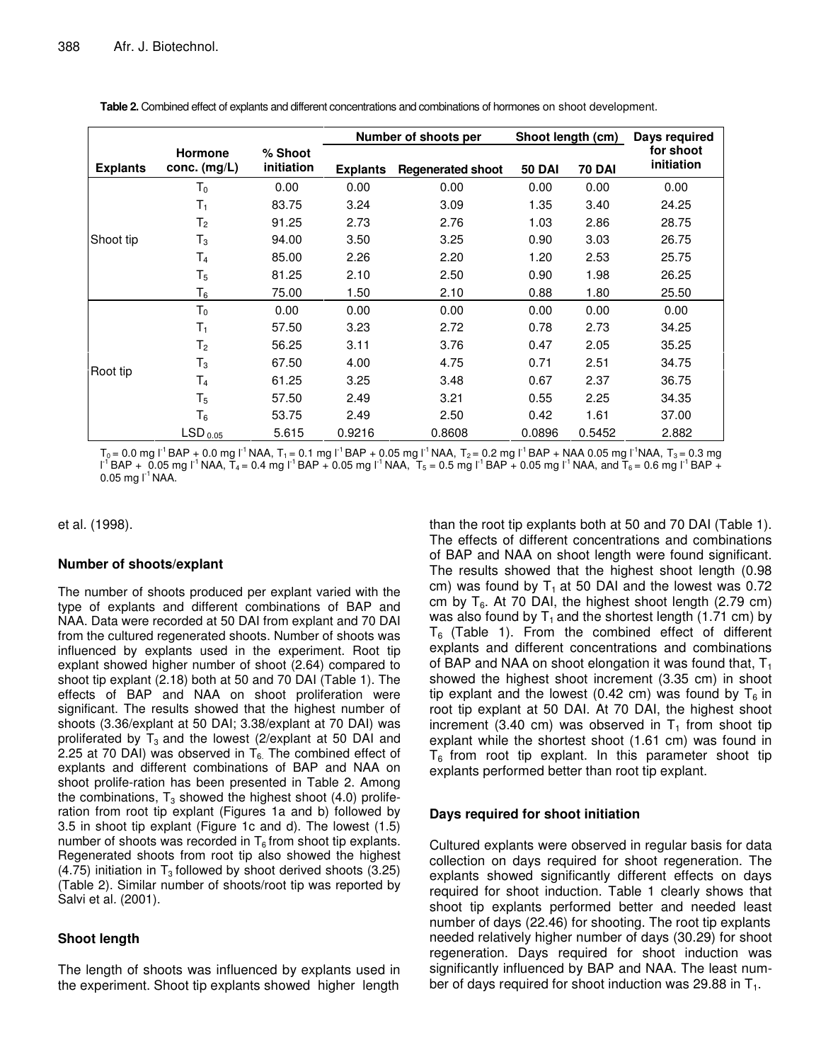**Table 2.** Combined effect of explants and different concentrations and combinations of hormones on shoot development.

| Explants | Hormone conc. (mg/L) | % Shoot initiation | Number of shoots per | | Shoot length (cm) | | Days required for shoot initiation |
|---|---|---|---|---|---|---|---|
| | | | Explants | Regenerated shoot | 50 DAI | 70 DAI | |
| Shoot tip | $T_0$ | 0.00 | 0.00 | 0.00 | 0.00 | 0.00 | 0.00 |
| | $T_1$ | 83.75 | 3.24 | 3.09 | 1.35 | 3.40 | 24.25 |
| | $T_2$ | 91.25 | 2.73 | 2.76 | 1.03 | 2.86 | 28.75 |
| | $T_3$ | 94.00 | 3.50 | 3.25 | 0.90 | 3.03 | 26.75 |
| | $T_4$ | 85.00 | 2.26 | 2.20 | 1.20 | 2.53 | 25.75 |
| | $T_5$ | 81.25 | 2.10 | 2.50 | 0.90 | 1.98 | 26.25 |
| | $T_6$ | 75.00 | 1.50 | 2.10 | 0.88 | 1.80 | 25.50 |
| Root tip | $T_0$ | 0.00 | 0.00 | 0.00 | 0.00 | 0.00 | 0.00 |
| | $T_1$ | 57.50 | 3.23 | 2.72 | 0.78 | 2.73 | 34.25 |
| | $T_2$ | 56.25 | 3.11 | 3.76 | 0.47 | 2.05 | 35.25 |
| | $T_3$ | 67.50 | 4.00 | 4.75 | 0.71 | 2.51 | 34.75 |
| | $T_4$ | 61.25 | 3.25 | 3.48 | 0.67 | 2.37 | 36.75 |
| | $T_5$ | 57.50 | 2.49 | 3.21 | 0.55 | 2.25 | 34.35 |
| | $T_6$ | 53.75 | 2.49 | 2.50 | 0.42 | 1.61 | 37.00 |
| | $LSD_{0.05}$ | 5.615 | 0.9216 | 0.8608 | 0.0896 | 0.5452 | 2.882 |

$T_0$ = 0.0 mg $l^{-1}$ BAP + 0.0 mg $l^{-1}$ NAA, $T_1$ = 0.1 mg $l^{-1}$ BAP + 0.05 mg $l^{-1}$ NAA, $T_2$ = 0.2 mg $l^{-1}$ BAP + NAA 0.05 mg $l^{-1}$NAA, $T_3$ = 0.3 mg $l^{-1}$ BAP + 0.05 mg $l^{-1}$ NAA, $T_4$ = 0.4 mg $l^{-1}$ BAP + 0.05 mg $l^{-1}$ NAA, $T_5$ = 0.5 mg $l^{-1}$ BAP + 0.05 mg $l^{-1}$ NAA, and $T_6$ = 0.6 mg $l^{-1}$ BAP + 0.05 mg $l^{-1}$ NAA.

et al. (1998).

### Number of shoots/explant

The number of shoots produced per explant varied with the type of explants and different combinations of BAP and NAA. Data were recorded at 50 DAI from explant and 70 DAI from the cultured regenerated shoots. Number of shoots was influenced by explants used in the experiment. Root tip explant showed higher number of shoot (2.64) compared to shoot tip explant (2.18) both at 50 and 70 DAI (Table 1). The effects of BAP and NAA on shoot proliferation were significant. The results showed that the highest number of shoots (3.36/explant at 50 DAI; 3.38/explant at 70 DAI) was proliferated by $T_3$ and the lowest (2/explant at 50 DAI and 2.25 at 70 DAI) was observed in $T_6$. The combined effect of explants and different combinations of BAP and NAA on shoot prolife-ration has been presented in Table 2. Among the combinations, $T_3$ showed the highest shoot (4.0) prolife-ration from root tip explant (Figures 1a and b) followed by 3.5 in shoot tip explant (Figure 1c and d). The lowest (1.5) number of shoots was recorded in $T_6$ from shoot tip explants. Regenerated shoots from root tip also showed the highest (4.75) initiation in $T_3$ followed by shoot derived shoots (3.25) (Table 2). Similar number of shoots/root tip was reported by Salvi et al. (2001).

### Shoot length

The length of shoots was influenced by explants used in the experiment. Shoot tip explants showed higher length than the root tip explants both at 50 and 70 DAI (Table 1). The effects of different concentrations and combinations of BAP and NAA on shoot length were found significant. The results showed that the highest shoot length (0.98 cm) was found by $T_1$ at 50 DAI and the lowest was 0.72 cm by $T_6$. At 70 DAI, the highest shoot length (2.79 cm) was also found by $T_1$ and the shortest length (1.71 cm) by $T_6$ (Table 1). From the combined effect of different explants and different concentrations and combinations of BAP and NAA on shoot elongation it was found that, $T_1$ showed the highest shoot increment (3.35 cm) in shoot tip explant and the lowest (0.42 cm) was found by $T_6$ in root tip explant at 50 DAI. At 70 DAI, the highest shoot increment (3.40 cm) was observed in $T_1$ from shoot tip explant while the shortest shoot (1.61 cm) was found in $T_6$ from root tip explant. In this parameter shoot tip explants performed better than root tip explant.

### Days required for shoot initiation

Cultured explants were observed in regular basis for data collection on days required for shoot regeneration. The explants showed significantly different effects on days required for shoot induction. Table 1 clearly shows that shoot tip explants performed better and needed least number of days (22.46) for shooting. The root tip explants needed relatively higher number of days (30.29) for shoot regeneration. Days required for shoot induction was significantly influenced by BAP and NAA. The least num-ber of days required for shoot induction was 29.88 in $T_1$.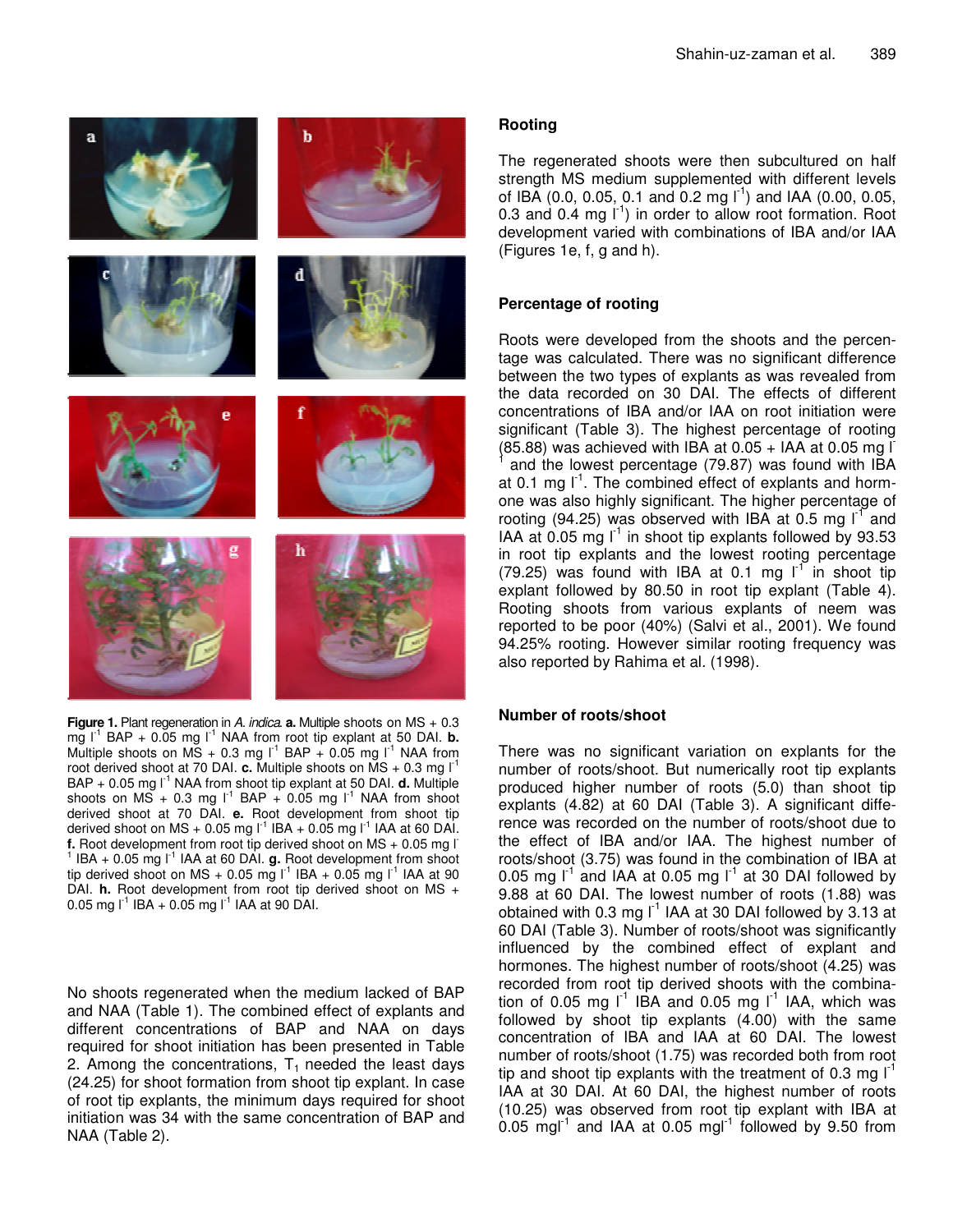**Figure 1.** Plant regeneration in *A. indica*. **a.** Multiple shoots on MS + 0.3 mg $l^{-1}$ BAP + 0.05 mg $l^{-1}$ NAA from root tip explant at 50 DAI. **b.** Multiple shoots on MS + 0.3 mg $l^{-1}$ BAP + 0.05 mg $l^{-1}$ NAA from root derived shoot at 70 DAI. **c.** Multiple shoots on MS + 0.3 mg $l^{-1}$ BAP + 0.05 mg $l^{-1}$ NAA from shoot tip explant at 50 DAI. **d.** Multiple shoots on MS + 0.3 mg $l^{-1}$ BAP + 0.05 mg $l^{-1}$ NAA from shoot derived shoot at 70 DAI. **e.** Root development from shoot tip derived shoot on MS + 0.05 mg $l^{-1}$ IBA + 0.05 mg $l^{-1}$ IAA at 60 DAI. **f.** Root development from root tip derived shoot on MS + 0.05 mg $l^{-1}$ IBA + 0.05 mg $l^{-1}$ IAA at 60 DAI. **g.** Root development from shoot tip derived shoot on MS + 0.05 mg $l^{-1}$ IBA + 0.05 mg $l^{-1}$ IAA at 90 DAI. **h.** Root development from root tip derived shoot on MS + 0.05 mg $l^{-1}$ IBA + 0.05 mg $l^{-1}$ IAA at 90 DAI.

No shoots regenerated when the medium lacked of BAP and NAA (Table 1). The combined effect of explants and different concentrations of BAP and NAA on days required for shoot initiation has been presented in Table 2. Among the concentrations, $T_1$ needed the least days (24.25) for shoot formation from shoot tip explant. In case of root tip explants, the minimum days required for shoot initiation was 34 with the same concentration of BAP and NAA (Table 2).

## Rooting

The regenerated shoots were then subcultured on half strength MS medium supplemented with different levels of IBA (0.0, 0.05, 0.1 and 0.2 mg $l^{-1}$) and IAA (0.00, 0.05, 0.3 and 0.4 mg $l^{-1}$) in order to allow root formation. Root development varied with combinations of IBA and/or IAA (Figures 1e, f, g and h).

## Percentage of rooting

Roots were developed from the shoots and the percentage was calculated. There was no significant difference between the two types of explants as was revealed from the data recorded on 30 DAI. The effects of different concentrations of IBA and/or IAA on root initiation were significant (Table 3). The highest percentage of rooting (85.88) was achieved with IBA at 0.05 + IAA at 0.05 mg $l^{-1}$ and the lowest percentage (79.87) was found with IBA at 0.1 mg $l^{-1}$. The combined effect of explants and hormone was also highly significant. The higher percentage of rooting (94.25) was observed with IBA at 0.5 mg $l^{-1}$ and IAA at 0.05 mg $l^{-1}$ in shoot tip explants followed by 93.53 in root tip explants and the lowest rooting percentage (79.25) was found with IBA at 0.1 mg $l^{-1}$ in shoot tip explant followed by 80.50 in root tip explant (Table 4). Rooting shoots from various explants of neem was reported to be poor (40%) (Salvi et al., 2001). We found 94.25% rooting. However similar rooting frequency was also reported by Rahima et al. (1998).

## Number of roots/shoot

There was no significant variation on explants for the number of roots/shoot. But numerically root tip explants produced higher number of roots (5.0) than shoot tip explants (4.82) at 60 DAI (Table 3). A significant difference was recorded on the number of roots/shoot due to the effect of IBA and/or IAA. The highest number of roots/shoot (3.75) was found in the combination of IBA at 0.05 mg $l^{-1}$ and IAA at 0.05 mg $l^{-1}$ at 30 DAI followed by 9.88 at 60 DAI. The lowest number of roots (1.88) was obtained with 0.3 mg $l^{-1}$ IAA at 30 DAI followed by 3.13 at 60 DAI (Table 3). Number of roots/shoot was significantly influenced by the combined effect of explant and hormones. The highest number of roots/shoot (4.25) was recorded from root tip derived shoots with the combination of 0.05 mg $l^{-1}$ IBA and 0.05 mg $l^{-1}$ IAA, which was followed by shoot tip explants (4.00) with the same concentration of IBA and IAA at 60 DAI. The lowest number of roots/shoot (1.75) was recorded both from root tip and shoot tip explants with the treatment of 0.3 mg $l^{-1}$ IAA at 30 DAI. At 60 DAI, the highest number of roots (10.25) was observed from root tip explant with IBA at 0.05 mg$l^{-1}$ and IAA at 0.05 mg$l^{-1}$ followed by 9.50 from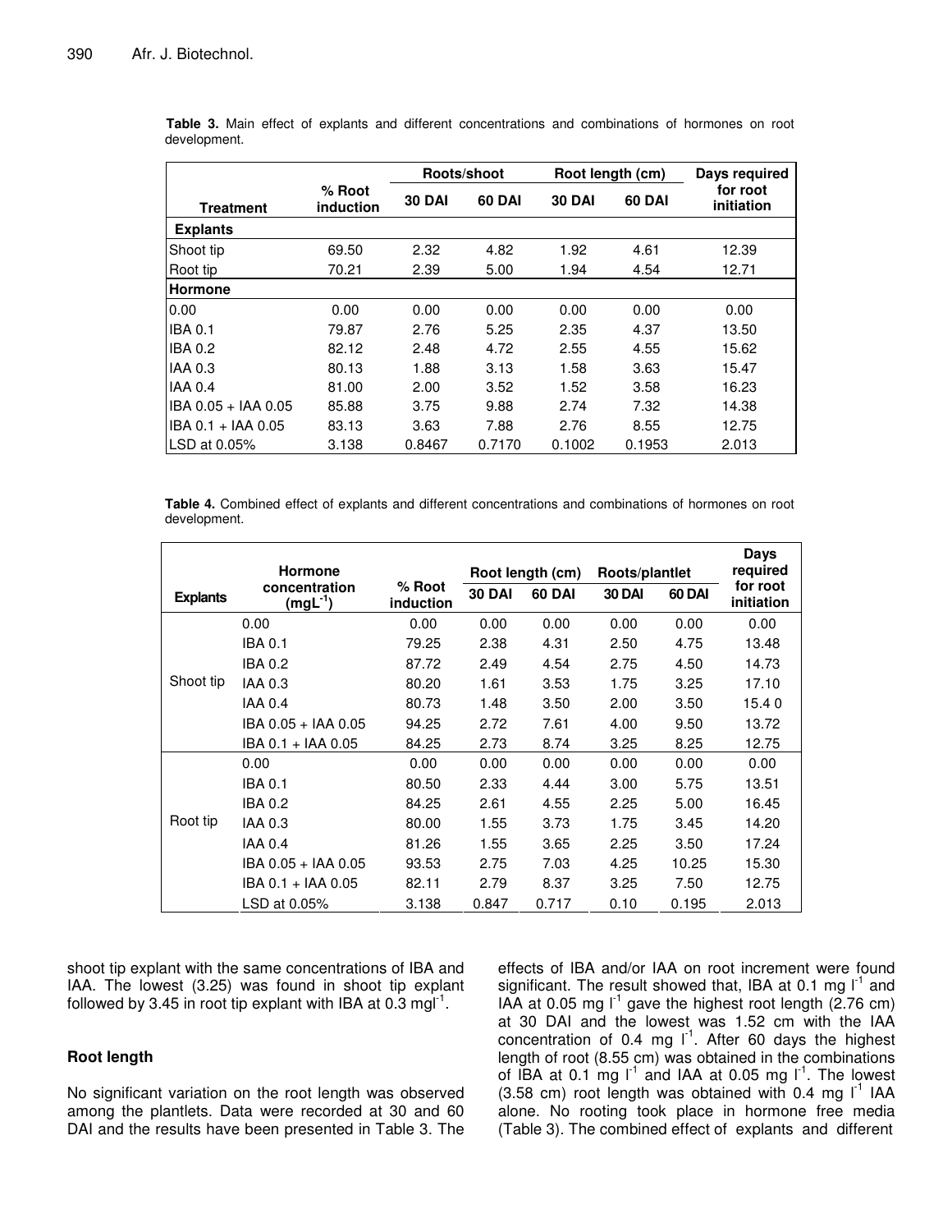**Table 3.** Main effect of explants and different concentrations and combinations of hormones on root development.

| Treatment | % Root induction | Roots/shoot | | Root length (cm) | | Days required for root initiation |
|---|---|---|---|---|---|---|
| | | 30 DAI | 60 DAI | 30 DAI | 60 DAI | |
| **Explants** | | | | | | |
| Shoot tip | 69.50 | 2.32 | 4.82 | 1.92 | 4.61 | 12.39 |
| Root tip | 70.21 | 2.39 | 5.00 | 1.94 | 4.54 | 12.71 |
| **Hormone** | | | | | | |
| 0.00 | 0.00 | 0.00 | 0.00 | 0.00 | 0.00 | 0.00 |
| IBA 0.1 | 79.87 | 2.76 | 5.25 | 2.35 | 4.37 | 13.50 |
| IBA 0.2 | 82.12 | 2.48 | 4.72 | 2.55 | 4.55 | 15.62 |
| IAA 0.3 | 80.13 | 1.88 | 3.13 | 1.58 | 3.63 | 15.47 |
| IAA 0.4 | 81.00 | 2.00 | 3.52 | 1.52 | 3.58 | 16.23 |
| IBA 0.05 + IAA 0.05 | 85.88 | 3.75 | 9.88 | 2.74 | 7.32 | 14.38 |
| IBA 0.1 + IAA 0.05 | 83.13 | 3.63 | 7.88 | 2.76 | 8.55 | 12.75 |
| LSD at 0.05% | 3.138 | 0.8467 | 0.7170 | 0.1002 | 0.1953 | 2.013 |

**Table 4.** Combined effect of explants and different concentrations and combinations of hormones on root development.

| Explants | Hormone concentration ($mgL^{-1}$) | % Root induction | Root length (cm) | | Roots/plantlet | | Days required for root initiation |
|---|---|---|---|---|---|---|---|
| | | | 30 DAI | 60 DAI | 30 DAI | 60 DAI | |
| Shoot tip | 0.00 | 0.00 | 0.00 | 0.00 | 0.00 | 0.00 | 0.00 |
| | IBA 0.1 | 79.25 | 2.38 | 4.31 | 2.50 | 4.75 | 13.48 |
| | IBA 0.2 | 87.72 | 2.49 | 4.54 | 2.75 | 4.50 | 14.73 |
| | IAA 0.3 | 80.20 | 1.61 | 3.53 | 1.75 | 3.25 | 17.10 |
| | IAA 0.4 | 80.73 | 1.48 | 3.50 | 2.00 | 3.50 | 15.4 0 |
| | IBA 0.05 + IAA 0.05 | 94.25 | 2.72 | 7.61 | 4.00 | 9.50 | 13.72 |
| | IBA 0.1 + IAA 0.05 | 84.25 | 2.73 | 8.74 | 3.25 | 8.25 | 12.75 |
| Root tip | 0.00 | 0.00 | 0.00 | 0.00 | 0.00 | 0.00 | 0.00 |
| | IBA 0.1 | 80.50 | 2.33 | 4.44 | 3.00 | 5.75 | 13.51 |
| | IBA 0.2 | 84.25 | 2.61 | 4.55 | 2.25 | 5.00 | 16.45 |
| | IAA 0.3 | 80.00 | 1.55 | 3.73 | 1.75 | 3.45 | 14.20 |
| | IAA 0.4 | 81.26 | 1.55 | 3.65 | 2.25 | 3.50 | 17.24 |
| | IBA 0.05 + IAA 0.05 | 93.53 | 2.75 | 7.03 | 4.25 | 10.25 | 15.30 |
| | IBA 0.1 + IAA 0.05 | 82.11 | 2.79 | 8.37 | 3.25 | 7.50 | 12.75 |
| | LSD at 0.05% | 3.138 | 0.847 | 0.717 | 0.10 | 0.195 | 2.013 |

shoot tip explant with the same concentrations of IBA and IAA. The lowest (3.25) was found in shoot tip explant followed by 3.45 in root tip explant with IBA at 0.3 $mgl^{-1}$.

## Root length

No significant variation on the root length was observed among the plantlets. Data were recorded at 30 and 60 DAI and the results have been presented in Table 3. The effects of IBA and/or IAA on root increment were found significant. The result showed that, IBA at 0.1 mg $l^{-1}$ and IAA at 0.05 mg $l^{-1}$ gave the highest root length (2.76 cm) at 30 DAI and the lowest was 1.52 cm with the IAA concentration of 0.4 mg $l^{-1}$. After 60 days the highest length of root (8.55 cm) was obtained in the combinations of IBA at 0.1 mg $l^{-1}$ and IAA at 0.05 mg $l^{-1}$. The lowest (3.58 cm) root length was obtained with 0.4 mg $l^{-1}$ IAA alone. No rooting took place in hormone free media (Table 3). The combined effect of explants and different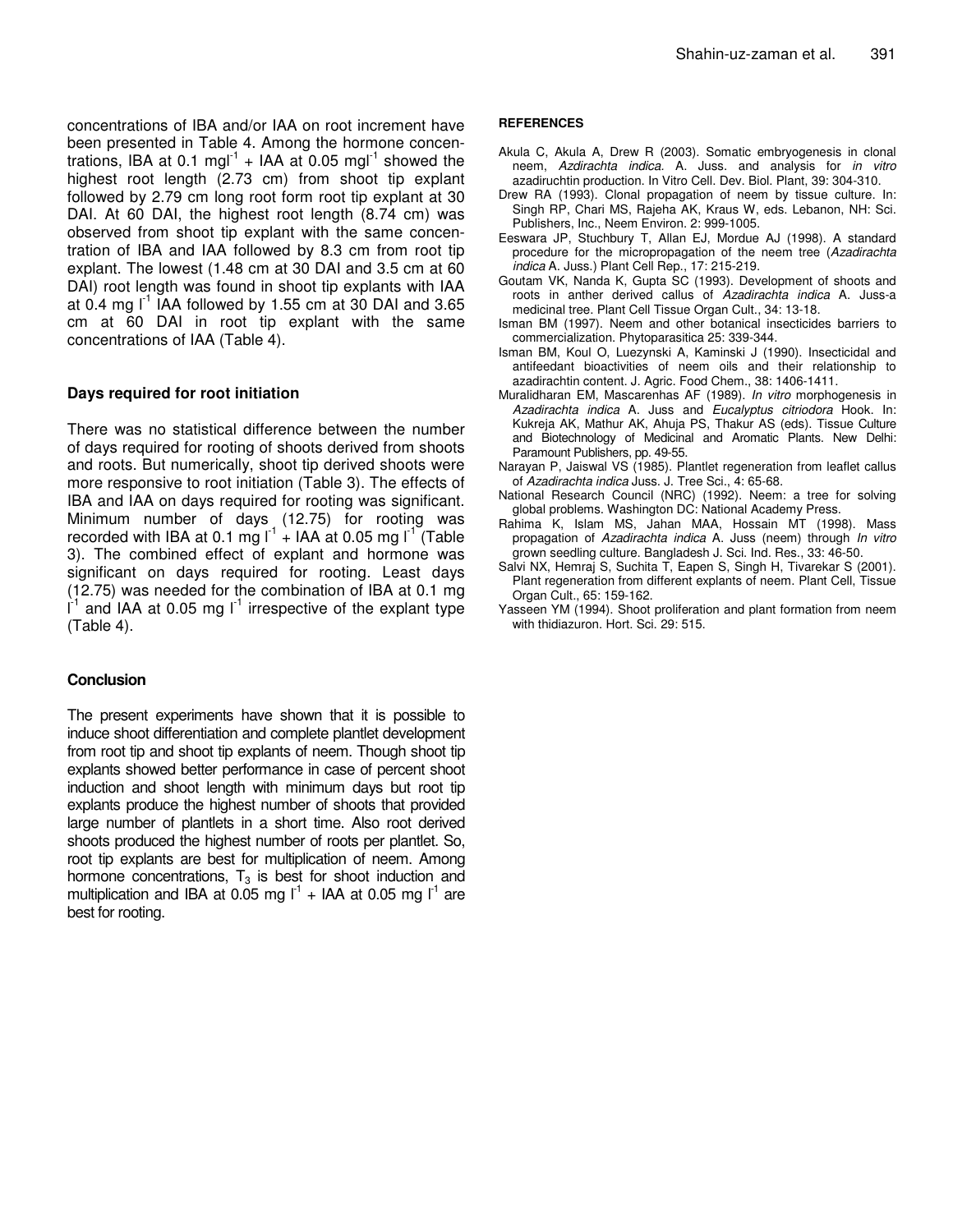concentrations of IBA and/or IAA on root increment have been presented in Table 4. Among the hormone concentrations, IBA at 0.1 mgl$^{-1}$ + IAA at 0.05 mgl$^{-1}$ showed the highest root length (2.73 cm) from shoot tip explant followed by 2.79 cm long root form root tip explant at 30 DAI. At 60 DAI, the highest root length (8.74 cm) was observed from shoot tip explant with the same concentration of IBA and IAA followed by 8.3 cm from root tip explant. The lowest (1.48 cm at 30 DAI and 3.5 cm at 60 DAI) root length was found in shoot tip explants with IAA at 0.4 mg l$^{-1}$ IAA followed by 1.55 cm at 30 DAI and 3.65 cm at 60 DAI in root tip explant with the same concentrations of IAA (Table 4).

### Days required for root initiation

There was no statistical difference between the number of days required for rooting of shoots derived from shoots and roots. But numerically, shoot tip derived shoots were more responsive to root initiation (Table 3). The effects of IBA and IAA on days required for rooting was significant. Minimum number of days (12.75) for rooting was recorded with IBA at 0.1 mg l$^{-1}$ + IAA at 0.05 mg l$^{-1}$ (Table 3). The combined effect of explant and hormone was significant on days required for rooting. Least days (12.75) was needed for the combination of IBA at 0.1 mg l$^{-1}$ and IAA at 0.05 mg l$^{-1}$ irrespective of the explant type (Table 4).

### Conclusion

The present experiments have shown that it is possible to induce shoot differentiation and complete plantlet development from root tip and shoot tip explants of neem. Though shoot tip explants showed better performance in case of percent shoot induction and shoot length with minimum days but root tip explants produce the highest number of shoots that provided large number of plantlets in a short time. Also root derived shoots produced the highest number of roots per plantlet. So, root tip explants are best for multiplication of neem. Among hormone concentrations, $T_3$ is best for shoot induction and multiplication and IBA at 0.05 mg l$^{-1}$ + IAA at 0.05 mg l$^{-1}$ are best for rooting.

### REFERENCES

Akula C, Akula A, Drew R (2003). Somatic embryogenesis in clonal neem, *Azdirachta indica.* A. Juss. and analysis for *in vitro* azadiruchtin production. In Vitro Cell. Dev. Biol. Plant, 39: 304-310.

Drew RA (1993). Clonal propagation of neem by tissue culture. In: Singh RP, Chari MS, Rajeha AK, Kraus W, eds. Lebanon, NH: Sci. Publishers, Inc., Neem Environ. 2: 999-1005.

Eeswara JP, Stuchbury T, Allan EJ, Mordue AJ (1998). A standard procedure for the micropropagation of the neem tree (*Azadirachta indica* A. Juss.) Plant Cell Rep., 17: 215-219.

Goutam VK, Nanda K, Gupta SC (1993). Development of shoots and roots in anther derived callus of *Azadirachta indica* A. Juss-a medicinal tree. Plant Cell Tissue Organ Cult., 34: 13-18.

Isman BM (1997). Neem and other botanical insecticides barriers to commercialization. Phytoparasitica 25: 339-344.

Isman BM, Koul O, Luezynski A, Kaminski J (1990). Insecticidal and antifeedant bioactivities of neem oils and their relationship to azadirachtin content. J. Agric. Food Chem., 38: 1406-1411.

Muralidharan EM, Mascarenhas AF (1989). *In vitro* morphogenesis in *Azadirachta indica* A. Juss and *Eucalyptus citriodora* Hook. In: Kukreja AK, Mathur AK, Ahuja PS, Thakur AS (eds). Tissue Culture and Biotechnology of Medicinal and Aromatic Plants. New Delhi: Paramount Publishers, pp. 49-55.

Narayan P, Jaiswal VS (1985). Plantlet regeneration from leaflet callus of *Azadirachta indica* Juss. J. Tree Sci., 4: 65-68.

National Research Council (NRC) (1992). Neem: a tree for solving global problems. Washington DC: National Academy Press.

Rahima K, Islam MS, Jahan MAA, Hossain MT (1998). Mass propagation of *Azadirachta indica* A. Juss (neem) through *In vitro* grown seedling culture. Bangladesh J. Sci. Ind. Res., 33: 46-50.

Salvi NX, Hemraj S, Suchita T, Eapen S, Singh H, Tivarekar S (2001). Plant regeneration from different explants of neem. Plant Cell, Tissue Organ Cult., 65: 159-162.

Yasseen YM (1994). Shoot proliferation and plant formation from neem with thidiazuron. Hort. Sci. 29: 515.